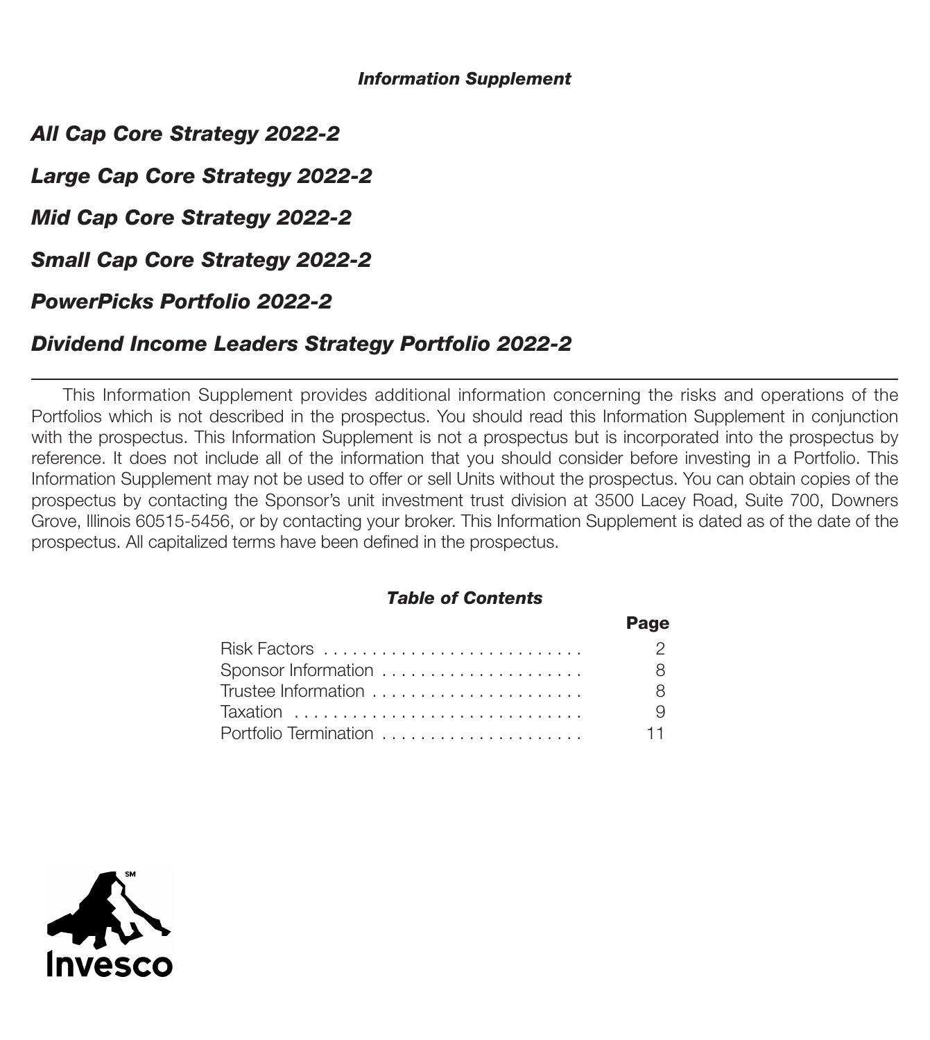***Information Supplement***

# *All Cap Core Strategy 2022-2*

# *Large Cap Core Strategy 2022-2*

# *Mid Cap Core Strategy 2022-2*

# *Small Cap Core Strategy 2022-2*

# *PowerPicks Portfolio 2022-2*

# *Dividend Income Leaders Strategy Portfolio 2022-2*

---

This Information Supplement provides additional information concerning the risks and operations of the Portfolios which is not described in the prospectus. You should read this Information Supplement in conjunction with the prospectus. This Information Supplement is not a prospectus but is incorporated into the prospectus by reference. It does not include all of the information that you should consider before investing in a Portfolio. This Information Supplement may not be used to offer or sell Units without the prospectus. You can obtain copies of the prospectus by contacting the Sponsor's unit investment trust division at 3500 Lacey Road, Suite 700, Downers Grove, Illinois 60515-5456, or by contacting your broker. This Information Supplement is dated as of the date of the prospectus. All capitalized terms have been defined in the prospectus.

***Table of Contents***

| | **Page** |
|---|---|
| Risk Factors | 2 |
| Sponsor Information | 8 |
| Trustee Information | 8 |
| Taxation | 9 |
| Portfolio Termination | 11 |

Invesco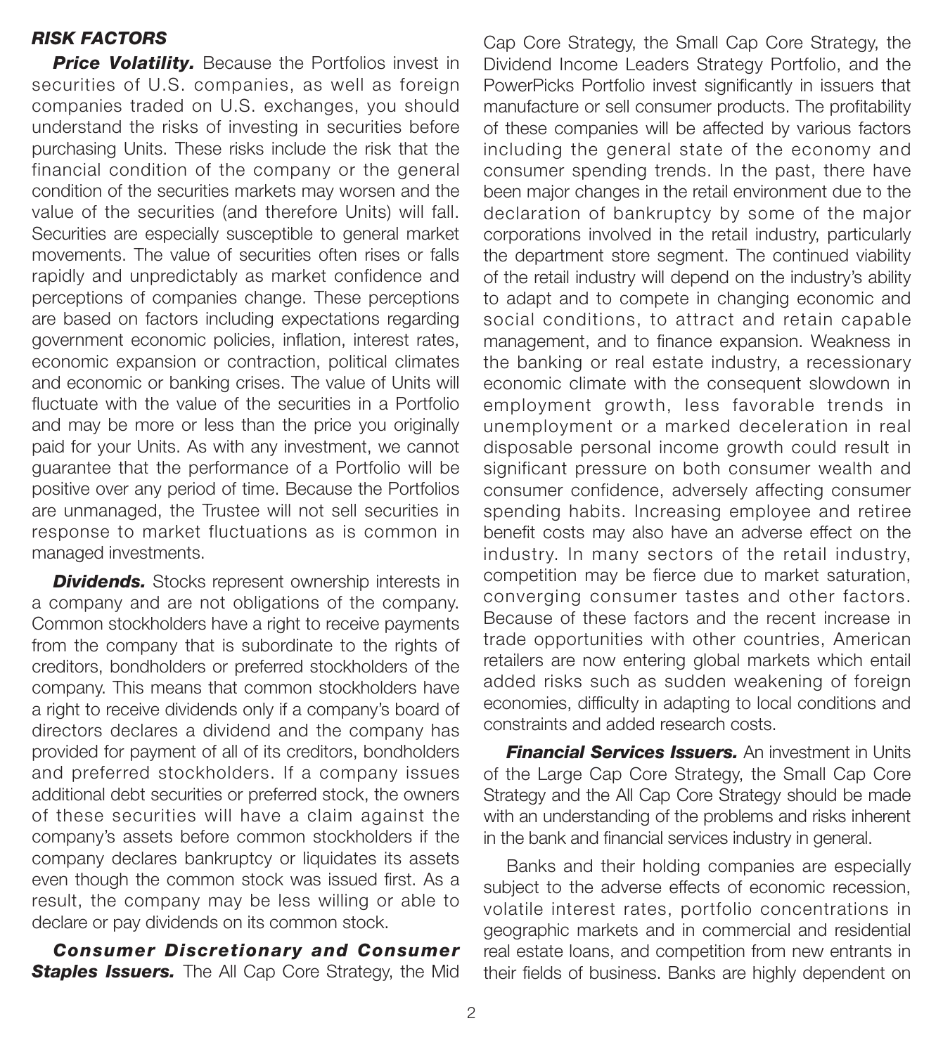## *RISK FACTORS*

***Price Volatility.*** Because the Portfolios invest in securities of U.S. companies, as well as foreign companies traded on U.S. exchanges, you should understand the risks of investing in securities before purchasing Units. These risks include the risk that the financial condition of the company or the general condition of the securities markets may worsen and the value of the securities (and therefore Units) will fall. Securities are especially susceptible to general market movements. The value of securities often rises or falls rapidly and unpredictably as market confidence and perceptions of companies change. These perceptions are based on factors including expectations regarding government economic policies, inflation, interest rates, economic expansion or contraction, political climates and economic or banking crises. The value of Units will fluctuate with the value of the securities in a Portfolio and may be more or less than the price you originally paid for your Units. As with any investment, we cannot guarantee that the performance of a Portfolio will be positive over any period of time. Because the Portfolios are unmanaged, the Trustee will not sell securities in response to market fluctuations as is common in managed investments.

***Dividends.*** Stocks represent ownership interests in a company and are not obligations of the company. Common stockholders have a right to receive payments from the company that is subordinate to the rights of creditors, bondholders or preferred stockholders of the company. This means that common stockholders have a right to receive dividends only if a company's board of directors declares a dividend and the company has provided for payment of all of its creditors, bondholders and preferred stockholders. If a company issues additional debt securities or preferred stock, the owners of these securities will have a claim against the company's assets before common stockholders if the company declares bankruptcy or liquidates its assets even though the common stock was issued first. As a result, the company may be less willing or able to declare or pay dividends on its common stock.

***Consumer Discretionary and Consumer Staples Issuers.*** The All Cap Core Strategy, the Mid Cap Core Strategy, the Small Cap Core Strategy, the Dividend Income Leaders Strategy Portfolio, and the PowerPicks Portfolio invest significantly in issuers that manufacture or sell consumer products. The profitability of these companies will be affected by various factors including the general state of the economy and consumer spending trends. In the past, there have been major changes in the retail environment due to the declaration of bankruptcy by some of the major corporations involved in the retail industry, particularly the department store segment. The continued viability of the retail industry will depend on the industry's ability to adapt and to compete in changing economic and social conditions, to attract and retain capable management, and to finance expansion. Weakness in the banking or real estate industry, a recessionary economic climate with the consequent slowdown in employment growth, less favorable trends in unemployment or a marked deceleration in real disposable personal income growth could result in significant pressure on both consumer wealth and consumer confidence, adversely affecting consumer spending habits. Increasing employee and retiree benefit costs may also have an adverse effect on the industry. In many sectors of the retail industry, competition may be fierce due to market saturation, converging consumer tastes and other factors. Because of these factors and the recent increase in trade opportunities with other countries, American retailers are now entering global markets which entail added risks such as sudden weakening of foreign economies, difficulty in adapting to local conditions and constraints and added research costs.

***Financial Services Issuers.*** An investment in Units of the Large Cap Core Strategy, the Small Cap Core Strategy and the All Cap Core Strategy should be made with an understanding of the problems and risks inherent in the bank and financial services industry in general.

Banks and their holding companies are especially subject to the adverse effects of economic recession, volatile interest rates, portfolio concentrations in geographic markets and in commercial and residential real estate loans, and competition from new entrants in their fields of business. Banks are highly dependent on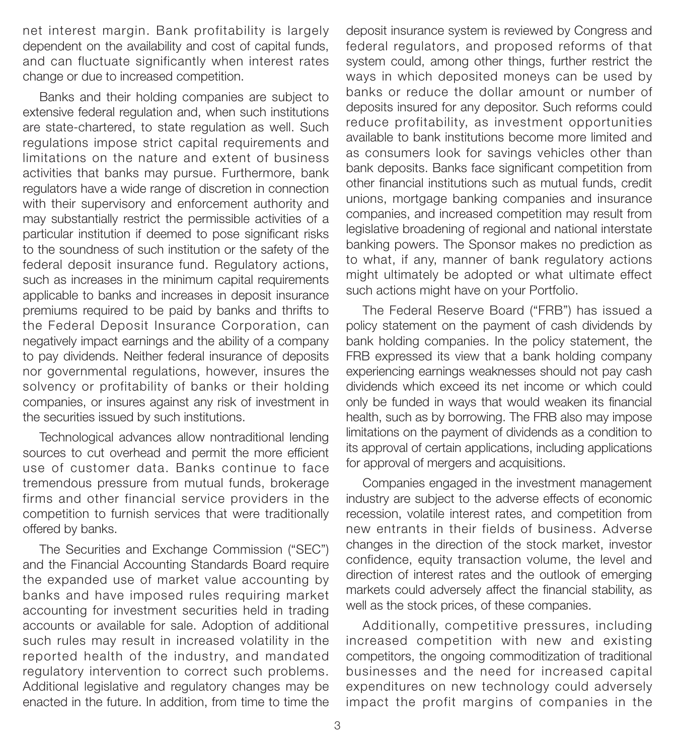net interest margin. Bank profitability is largely dependent on the availability and cost of capital funds, and can fluctuate significantly when interest rates change or due to increased competition.

Banks and their holding companies are subject to extensive federal regulation and, when such institutions are state-chartered, to state regulation as well. Such regulations impose strict capital requirements and limitations on the nature and extent of business activities that banks may pursue. Furthermore, bank regulators have a wide range of discretion in connection with their supervisory and enforcement authority and may substantially restrict the permissible activities of a particular institution if deemed to pose significant risks to the soundness of such institution or the safety of the federal deposit insurance fund. Regulatory actions, such as increases in the minimum capital requirements applicable to banks and increases in deposit insurance premiums required to be paid by banks and thrifts to the Federal Deposit Insurance Corporation, can negatively impact earnings and the ability of a company to pay dividends. Neither federal insurance of deposits nor governmental regulations, however, insures the solvency or profitability of banks or their holding companies, or insures against any risk of investment in the securities issued by such institutions.

Technological advances allow nontraditional lending sources to cut overhead and permit the more efficient use of customer data. Banks continue to face tremendous pressure from mutual funds, brokerage firms and other financial service providers in the competition to furnish services that were traditionally offered by banks.

The Securities and Exchange Commission ("SEC") and the Financial Accounting Standards Board require the expanded use of market value accounting by banks and have imposed rules requiring market accounting for investment securities held in trading accounts or available for sale. Adoption of additional such rules may result in increased volatility in the reported health of the industry, and mandated regulatory intervention to correct such problems. Additional legislative and regulatory changes may be enacted in the future. In addition, from time to time the deposit insurance system is reviewed by Congress and federal regulators, and proposed reforms of that system could, among other things, further restrict the ways in which deposited moneys can be used by banks or reduce the dollar amount or number of deposits insured for any depositor. Such reforms could reduce profitability, as investment opportunities available to bank institutions become more limited and as consumers look for savings vehicles other than bank deposits. Banks face significant competition from other financial institutions such as mutual funds, credit unions, mortgage banking companies and insurance companies, and increased competition may result from legislative broadening of regional and national interstate banking powers. The Sponsor makes no prediction as to what, if any, manner of bank regulatory actions might ultimately be adopted or what ultimate effect such actions might have on your Portfolio.

The Federal Reserve Board ("FRB") has issued a policy statement on the payment of cash dividends by bank holding companies. In the policy statement, the FRB expressed its view that a bank holding company experiencing earnings weaknesses should not pay cash dividends which exceed its net income or which could only be funded in ways that would weaken its financial health, such as by borrowing. The FRB also may impose limitations on the payment of dividends as a condition to its approval of certain applications, including applications for approval of mergers and acquisitions.

Companies engaged in the investment management industry are subject to the adverse effects of economic recession, volatile interest rates, and competition from new entrants in their fields of business. Adverse changes in the direction of the stock market, investor confidence, equity transaction volume, the level and direction of interest rates and the outlook of emerging markets could adversely affect the financial stability, as well as the stock prices, of these companies.

Additionally, competitive pressures, including increased competition with new and existing competitors, the ongoing commoditization of traditional businesses and the need for increased capital expenditures on new technology could adversely impact the profit margins of companies in the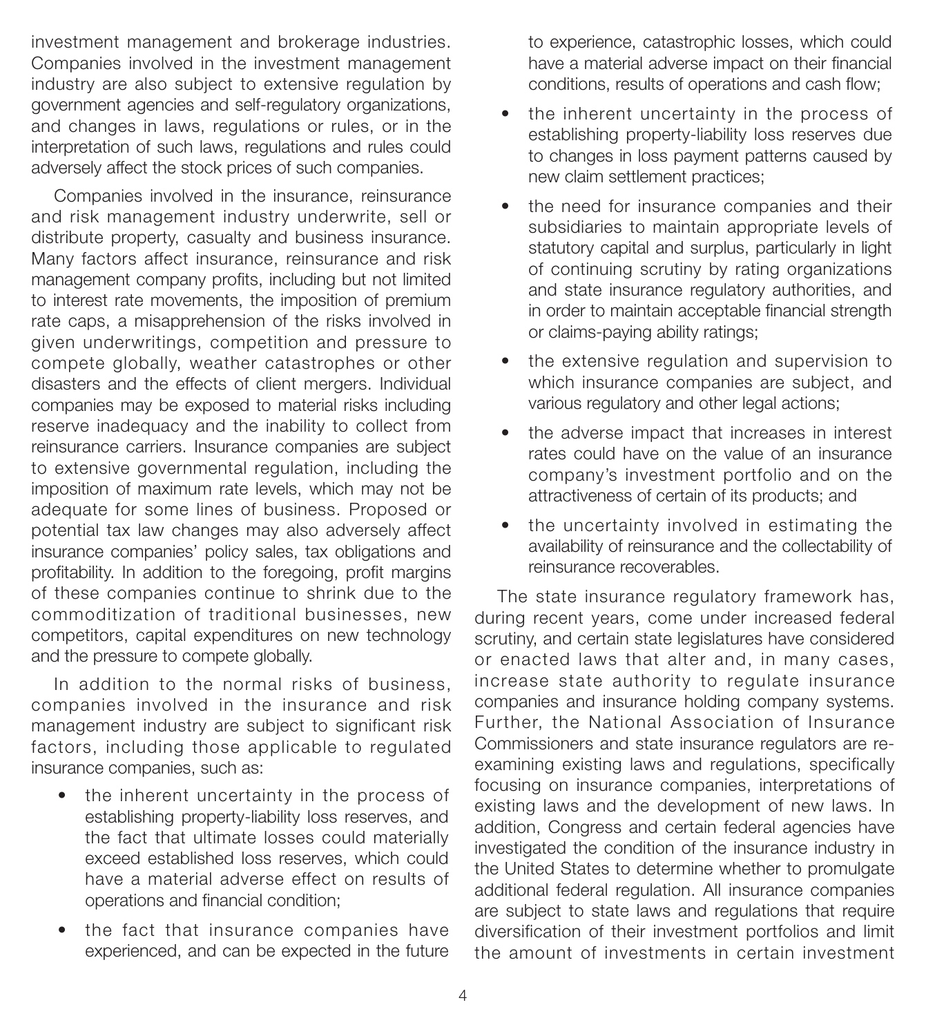investment management and brokerage industries. Companies involved in the investment management industry are also subject to extensive regulation by government agencies and self-regulatory organizations, and changes in laws, regulations or rules, or in the interpretation of such laws, regulations and rules could adversely affect the stock prices of such companies.

Companies involved in the insurance, reinsurance and risk management industry underwrite, sell or distribute property, casualty and business insurance. Many factors affect insurance, reinsurance and risk management company profits, including but not limited to interest rate movements, the imposition of premium rate caps, a misapprehension of the risks involved in given underwritings, competition and pressure to compete globally, weather catastrophes or other disasters and the effects of client mergers. Individual companies may be exposed to material risks including reserve inadequacy and the inability to collect from reinsurance carriers. Insurance companies are subject to extensive governmental regulation, including the imposition of maximum rate levels, which may not be adequate for some lines of business. Proposed or potential tax law changes may also adversely affect insurance companies' policy sales, tax obligations and profitability. In addition to the foregoing, profit margins of these companies continue to shrink due to the commoditization of traditional businesses, new competitors, capital expenditures on new technology and the pressure to compete globally.

In addition to the normal risks of business, companies involved in the insurance and risk management industry are subject to significant risk factors, including those applicable to regulated insurance companies, such as:

- the inherent uncertainty in the process of establishing property-liability loss reserves, and the fact that ultimate losses could materially exceed established loss reserves, which could have a material adverse effect on results of operations and financial condition;
- the fact that insurance companies have experienced, and can be expected in the future to experience, catastrophic losses, which could have a material adverse impact on their financial conditions, results of operations and cash flow;
- the inherent uncertainty in the process of establishing property-liability loss reserves due to changes in loss payment patterns caused by new claim settlement practices;
- the need for insurance companies and their subsidiaries to maintain appropriate levels of statutory capital and surplus, particularly in light of continuing scrutiny by rating organizations and state insurance regulatory authorities, and in order to maintain acceptable financial strength or claims-paying ability ratings;
- the extensive regulation and supervision to which insurance companies are subject, and various regulatory and other legal actions;
- the adverse impact that increases in interest rates could have on the value of an insurance company's investment portfolio and on the attractiveness of certain of its products; and
- the uncertainty involved in estimating the availability of reinsurance and the collectability of reinsurance recoverables.

The state insurance regulatory framework has, during recent years, come under increased federal scrutiny, and certain state legislatures have considered or enacted laws that alter and, in many cases, increase state authority to regulate insurance companies and insurance holding company systems. Further, the National Association of Insurance Commissioners and state insurance regulators are re-examining existing laws and regulations, specifically focusing on insurance companies, interpretations of existing laws and the development of new laws. In addition, Congress and certain federal agencies have investigated the condition of the insurance industry in the United States to determine whether to promulgate additional federal regulation. All insurance companies are subject to state laws and regulations that require diversification of their investment portfolios and limit the amount of investments in certain investment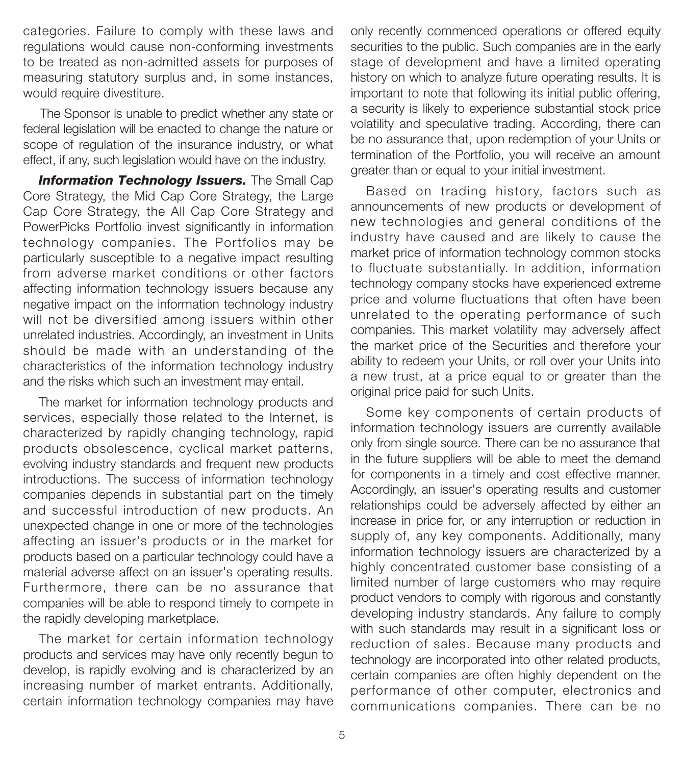categories. Failure to comply with these laws and regulations would cause non-conforming investments to be treated as non-admitted assets for purposes of measuring statutory surplus and, in some instances, would require divestiture.

The Sponsor is unable to predict whether any state or federal legislation will be enacted to change the nature or scope of regulation of the insurance industry, or what effect, if any, such legislation would have on the industry.

***Information Technology Issuers.*** The Small Cap Core Strategy, the Mid Cap Core Strategy, the Large Cap Core Strategy, the All Cap Core Strategy and PowerPicks Portfolio invest significantly in information technology companies. The Portfolios may be particularly susceptible to a negative impact resulting from adverse market conditions or other factors affecting information technology issuers because any negative impact on the information technology industry will not be diversified among issuers within other unrelated industries. Accordingly, an investment in Units should be made with an understanding of the characteristics of the information technology industry and the risks which such an investment may entail.

The market for information technology products and services, especially those related to the Internet, is characterized by rapidly changing technology, rapid products obsolescence, cyclical market patterns, evolving industry standards and frequent new products introductions. The success of information technology companies depends in substantial part on the timely and successful introduction of new products. An unexpected change in one or more of the technologies affecting an issuer's products or in the market for products based on a particular technology could have a material adverse affect on an issuer's operating results. Furthermore, there can be no assurance that companies will be able to respond timely to compete in the rapidly developing marketplace.

The market for certain information technology products and services may have only recently begun to develop, is rapidly evolving and is characterized by an increasing number of market entrants. Additionally, certain information technology companies may have only recently commenced operations or offered equity securities to the public. Such companies are in the early stage of development and have a limited operating history on which to analyze future operating results. It is important to note that following its initial public offering, a security is likely to experience substantial stock price volatility and speculative trading. According, there can be no assurance that, upon redemption of your Units or termination of the Portfolio, you will receive an amount greater than or equal to your initial investment.

Based on trading history, factors such as announcements of new products or development of new technologies and general conditions of the industry have caused and are likely to cause the market price of information technology common stocks to fluctuate substantially. In addition, information technology company stocks have experienced extreme price and volume fluctuations that often have been unrelated to the operating performance of such companies. This market volatility may adversely affect the market price of the Securities and therefore your ability to redeem your Units, or roll over your Units into a new trust, at a price equal to or greater than the original price paid for such Units.

Some key components of certain products of information technology issuers are currently available only from single source. There can be no assurance that in the future suppliers will be able to meet the demand for components in a timely and cost effective manner. Accordingly, an issuer's operating results and customer relationships could be adversely affected by either an increase in price for, or any interruption or reduction in supply of, any key components. Additionally, many information technology issuers are characterized by a highly concentrated customer base consisting of a limited number of large customers who may require product vendors to comply with rigorous and constantly developing industry standards. Any failure to comply with such standards may result in a significant loss or reduction of sales. Because many products and technology are incorporated into other related products, certain companies are often highly dependent on the performance of other computer, electronics and communications companies. There can be no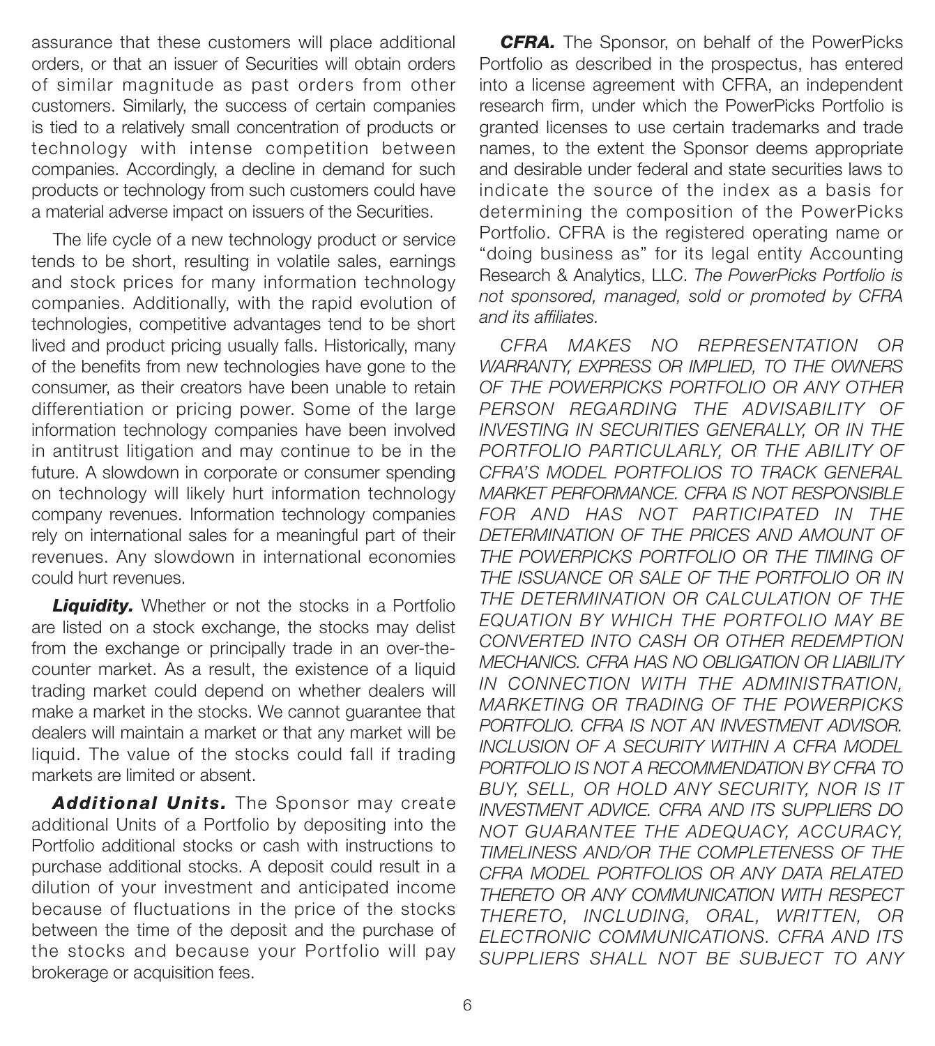assurance that these customers will place additional orders, or that an issuer of Securities will obtain orders of similar magnitude as past orders from other customers. Similarly, the success of certain companies is tied to a relatively small concentration of products or technology with intense competition between companies. Accordingly, a decline in demand for such products or technology from such customers could have a material adverse impact on issuers of the Securities.

The life cycle of a new technology product or service tends to be short, resulting in volatile sales, earnings and stock prices for many information technology companies. Additionally, with the rapid evolution of technologies, competitive advantages tend to be short lived and product pricing usually falls. Historically, many of the benefits from new technologies have gone to the consumer, as their creators have been unable to retain differentiation or pricing power. Some of the large information technology companies have been involved in antitrust litigation and may continue to be in the future. A slowdown in corporate or consumer spending on technology will likely hurt information technology company revenues. Information technology companies rely on international sales for a meaningful part of their revenues. Any slowdown in international economies could hurt revenues.

***Liquidity.*** Whether or not the stocks in a Portfolio are listed on a stock exchange, the stocks may delist from the exchange or principally trade in an over-the-counter market. As a result, the existence of a liquid trading market could depend on whether dealers will make a market in the stocks. We cannot guarantee that dealers will maintain a market or that any market will be liquid. The value of the stocks could fall if trading markets are limited or absent.

***Additional Units.*** The Sponsor may create additional Units of a Portfolio by depositing into the Portfolio additional stocks or cash with instructions to purchase additional stocks. A deposit could result in a dilution of your investment and anticipated income because of fluctuations in the price of the stocks between the time of the deposit and the purchase of the stocks and because your Portfolio will pay brokerage or acquisition fees.

***CFRA.*** The Sponsor, on behalf of the PowerPicks Portfolio as described in the prospectus, has entered into a license agreement with CFRA, an independent research firm, under which the PowerPicks Portfolio is granted licenses to use certain trademarks and trade names, to the extent the Sponsor deems appropriate and desirable under federal and state securities laws to indicate the source of the index as a basis for determining the composition of the PowerPicks Portfolio. CFRA is the registered operating name or "doing business as" for its legal entity Accounting Research & Analytics, LLC. *The PowerPicks Portfolio is not sponsored, managed, sold or promoted by CFRA and its affiliates.*

*CFRA MAKES NO REPRESENTATION OR WARRANTY, EXPRESS OR IMPLIED, TO THE OWNERS OF THE POWERPICKS PORTFOLIO OR ANY OTHER PERSON REGARDING THE ADVISABILITY OF INVESTING IN SECURITIES GENERALLY, OR IN THE PORTFOLIO PARTICULARLY, OR THE ABILITY OF CFRA'S MODEL PORTFOLIOS TO TRACK GENERAL MARKET PERFORMANCE. CFRA IS NOT RESPONSIBLE FOR AND HAS NOT PARTICIPATED IN THE DETERMINATION OF THE PRICES AND AMOUNT OF THE POWERPICKS PORTFOLIO OR THE TIMING OF THE ISSUANCE OR SALE OF THE PORTFOLIO OR IN THE DETERMINATION OR CALCULATION OF THE EQUATION BY WHICH THE PORTFOLIO MAY BE CONVERTED INTO CASH OR OTHER REDEMPTION MECHANICS. CFRA HAS NO OBLIGATION OR LIABILITY IN CONNECTION WITH THE ADMINISTRATION, MARKETING OR TRADING OF THE POWERPICKS PORTFOLIO. CFRA IS NOT AN INVESTMENT ADVISOR. INCLUSION OF A SECURITY WITHIN A CFRA MODEL PORTFOLIO IS NOT A RECOMMENDATION BY CFRA TO BUY, SELL, OR HOLD ANY SECURITY, NOR IS IT INVESTMENT ADVICE. CFRA AND ITS SUPPLIERS DO NOT GUARANTEE THE ADEQUACY, ACCURACY, TIMELINESS AND/OR THE COMPLETENESS OF THE CFRA MODEL PORTFOLIOS OR ANY DATA RELATED THERETO OR ANY COMMUNICATION WITH RESPECT THERETO, INCLUDING, ORAL, WRITTEN, OR ELECTRONIC COMMUNICATIONS. CFRA AND ITS SUPPLIERS SHALL NOT BE SUBJECT TO ANY*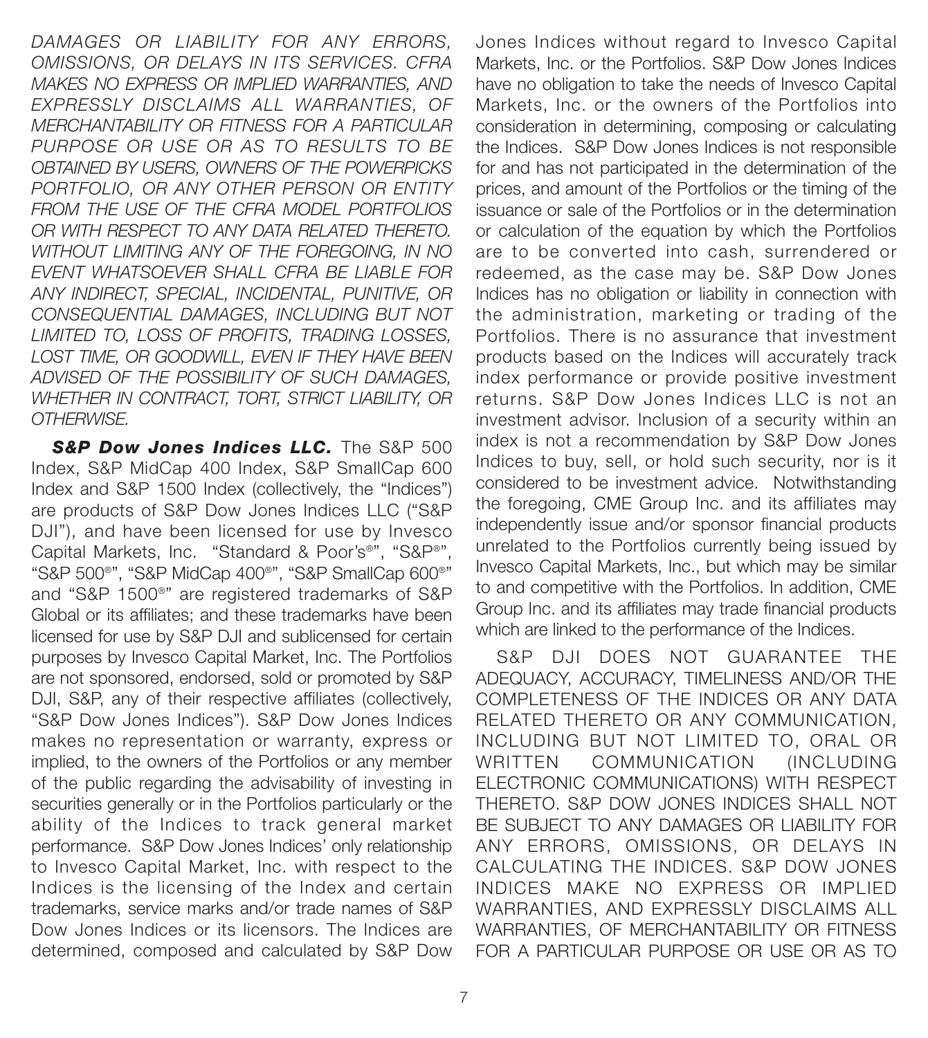*DAMAGES OR LIABILITY FOR ANY ERRORS, OMISSIONS, OR DELAYS IN ITS SERVICES. CFRA MAKES NO EXPRESS OR IMPLIED WARRANTIES, AND EXPRESSLY DISCLAIMS ALL WARRANTIES, OF MERCHANTABILITY OR FITNESS FOR A PARTICULAR PURPOSE OR USE OR AS TO RESULTS TO BE OBTAINED BY USERS, OWNERS OF THE POWERPICKS PORTFOLIO, OR ANY OTHER PERSON OR ENTITY FROM THE USE OF THE CFRA MODEL PORTFOLIOS OR WITH RESPECT TO ANY DATA RELATED THERETO. WITHOUT LIMITING ANY OF THE FOREGOING, IN NO EVENT WHATSOEVER SHALL CFRA BE LIABLE FOR ANY INDIRECT, SPECIAL, INCIDENTAL, PUNITIVE, OR CONSEQUENTIAL DAMAGES, INCLUDING BUT NOT LIMITED TO, LOSS OF PROFITS, TRADING LOSSES, LOST TIME, OR GOODWILL, EVEN IF THEY HAVE BEEN ADVISED OF THE POSSIBILITY OF SUCH DAMAGES, WHETHER IN CONTRACT, TORT, STRICT LIABILITY, OR OTHERWISE.*

***S&P Dow Jones Indices LLC.*** The S&P 500 Index, S&P MidCap 400 Index, S&P SmallCap 600 Index and S&P 1500 Index (collectively, the "Indices") are products of S&P Dow Jones Indices LLC ("S&P DJI"), and have been licensed for use by Invesco Capital Markets, Inc. "Standard & Poor's®", "S&P®", "S&P 500®", "S&P MidCap 400®", "S&P SmallCap 600®" and "S&P 1500®" are registered trademarks of S&P Global or its affiliates; and these trademarks have been licensed for use by S&P DJI and sublicensed for certain purposes by Invesco Capital Market, Inc. The Portfolios are not sponsored, endorsed, sold or promoted by S&P DJI, S&P, any of their respective affiliates (collectively, "S&P Dow Jones Indices"). S&P Dow Jones Indices makes no representation or warranty, express or implied, to the owners of the Portfolios or any member of the public regarding the advisability of investing in securities generally or in the Portfolios particularly or the ability of the Indices to track general market performance. S&P Dow Jones Indices' only relationship to Invesco Capital Market, Inc. with respect to the Indices is the licensing of the Index and certain trademarks, service marks and/or trade names of S&P Dow Jones Indices or its licensors. The Indices are determined, composed and calculated by S&P Dow Jones Indices without regard to Invesco Capital Markets, Inc. or the Portfolios. S&P Dow Jones Indices have no obligation to take the needs of Invesco Capital Markets, Inc. or the owners of the Portfolios into consideration in determining, composing or calculating the Indices. S&P Dow Jones Indices is not responsible for and has not participated in the determination of the prices, and amount of the Portfolios or the timing of the issuance or sale of the Portfolios or in the determination or calculation of the equation by which the Portfolios are to be converted into cash, surrendered or redeemed, as the case may be. S&P Dow Jones Indices has no obligation or liability in connection with the administration, marketing or trading of the Portfolios. There is no assurance that investment products based on the Indices will accurately track index performance or provide positive investment returns. S&P Dow Jones Indices LLC is not an investment advisor. Inclusion of a security within an index is not a recommendation by S&P Dow Jones Indices to buy, sell, or hold such security, nor is it considered to be investment advice. Notwithstanding the foregoing, CME Group Inc. and its affiliates may independently issue and/or sponsor financial products unrelated to the Portfolios currently being issued by Invesco Capital Markets, Inc., but which may be similar to and competitive with the Portfolios. In addition, CME Group Inc. and its affiliates may trade financial products which are linked to the performance of the Indices.

S&P DJI DOES NOT GUARANTEE THE ADEQUACY, ACCURACY, TIMELINESS AND/OR THE COMPLETENESS OF THE INDICES OR ANY DATA RELATED THERETO OR ANY COMMUNICATION, INCLUDING BUT NOT LIMITED TO, ORAL OR WRITTEN COMMUNICATION (INCLUDING ELECTRONIC COMMUNICATIONS) WITH RESPECT THERETO. S&P DOW JONES INDICES SHALL NOT BE SUBJECT TO ANY DAMAGES OR LIABILITY FOR ANY ERRORS, OMISSIONS, OR DELAYS IN CALCULATING THE INDICES. S&P DOW JONES INDICES MAKE NO EXPRESS OR IMPLIED WARRANTIES, AND EXPRESSLY DISCLAIMS ALL WARRANTIES, OF MERCHANTABILITY OR FITNESS FOR A PARTICULAR PURPOSE OR USE OR AS TO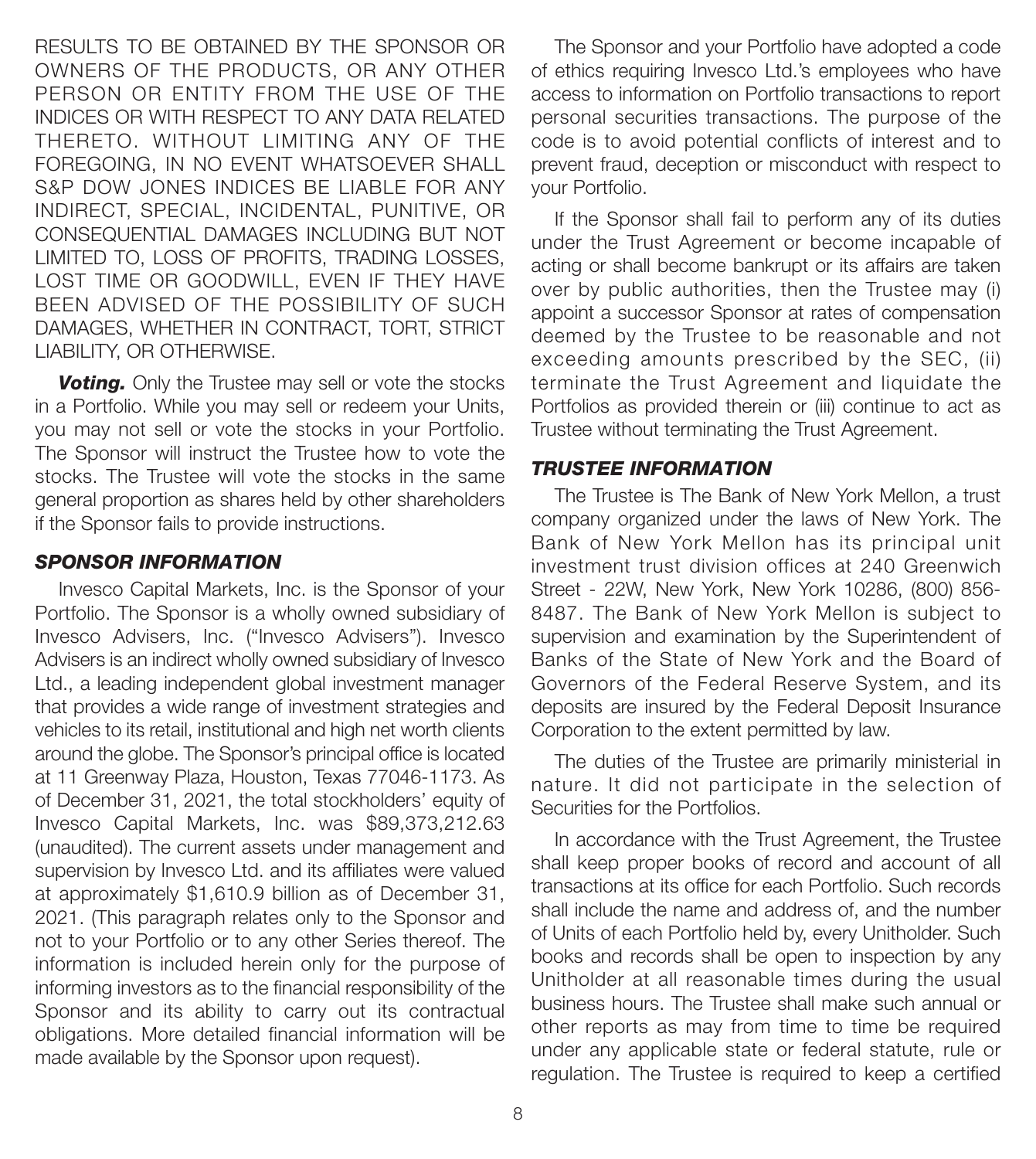RESULTS TO BE OBTAINED BY THE SPONSOR OR OWNERS OF THE PRODUCTS, OR ANY OTHER PERSON OR ENTITY FROM THE USE OF THE INDICES OR WITH RESPECT TO ANY DATA RELATED THERETO. WITHOUT LIMITING ANY OF THE FOREGOING, IN NO EVENT WHATSOEVER SHALL S&P DOW JONES INDICES BE LIABLE FOR ANY INDIRECT, SPECIAL, INCIDENTAL, PUNITIVE, OR CONSEQUENTIAL DAMAGES INCLUDING BUT NOT LIMITED TO, LOSS OF PROFITS, TRADING LOSSES, LOST TIME OR GOODWILL, EVEN IF THEY HAVE BEEN ADVISED OF THE POSSIBILITY OF SUCH DAMAGES, WHETHER IN CONTRACT, TORT, STRICT LIABILITY, OR OTHERWISE.

***Voting.*** Only the Trustee may sell or vote the stocks in a Portfolio. While you may sell or redeem your Units, you may not sell or vote the stocks in your Portfolio. The Sponsor will instruct the Trustee how to vote the stocks. The Trustee will vote the stocks in the same general proportion as shares held by other shareholders if the Sponsor fails to provide instructions.

### *SPONSOR INFORMATION*

Invesco Capital Markets, Inc. is the Sponsor of your Portfolio. The Sponsor is a wholly owned subsidiary of Invesco Advisers, Inc. ("Invesco Advisers"). Invesco Advisers is an indirect wholly owned subsidiary of Invesco Ltd., a leading independent global investment manager that provides a wide range of investment strategies and vehicles to its retail, institutional and high net worth clients around the globe. The Sponsor's principal office is located at 11 Greenway Plaza, Houston, Texas 77046-1173. As of December 31, 2021, the total stockholders' equity of Invesco Capital Markets, Inc. was $89,373,212.63 (unaudited). The current assets under management and supervision by Invesco Ltd. and its affiliates were valued at approximately $1,610.9 billion as of December 31, 2021. (This paragraph relates only to the Sponsor and not to your Portfolio or to any other Series thereof. The information is included herein only for the purpose of informing investors as to the financial responsibility of the Sponsor and its ability to carry out its contractual obligations. More detailed financial information will be made available by the Sponsor upon request).

The Sponsor and your Portfolio have adopted a code of ethics requiring Invesco Ltd.'s employees who have access to information on Portfolio transactions to report personal securities transactions. The purpose of the code is to avoid potential conflicts of interest and to prevent fraud, deception or misconduct with respect to your Portfolio.

If the Sponsor shall fail to perform any of its duties under the Trust Agreement or become incapable of acting or shall become bankrupt or its affairs are taken over by public authorities, then the Trustee may (i) appoint a successor Sponsor at rates of compensation deemed by the Trustee to be reasonable and not exceeding amounts prescribed by the SEC, (ii) terminate the Trust Agreement and liquidate the Portfolios as provided therein or (iii) continue to act as Trustee without terminating the Trust Agreement.

### *TRUSTEE INFORMATION*

The Trustee is The Bank of New York Mellon, a trust company organized under the laws of New York. The Bank of New York Mellon has its principal unit investment trust division offices at 240 Greenwich Street - 22W, New York, New York 10286, (800) 856-8487. The Bank of New York Mellon is subject to supervision and examination by the Superintendent of Banks of the State of New York and the Board of Governors of the Federal Reserve System, and its deposits are insured by the Federal Deposit Insurance Corporation to the extent permitted by law.

The duties of the Trustee are primarily ministerial in nature. It did not participate in the selection of Securities for the Portfolios.

In accordance with the Trust Agreement, the Trustee shall keep proper books of record and account of all transactions at its office for each Portfolio. Such records shall include the name and address of, and the number of Units of each Portfolio held by, every Unitholder. Such books and records shall be open to inspection by any Unitholder at all reasonable times during the usual business hours. The Trustee shall make such annual or other reports as may from time to time be required under any applicable state or federal statute, rule or regulation. The Trustee is required to keep a certified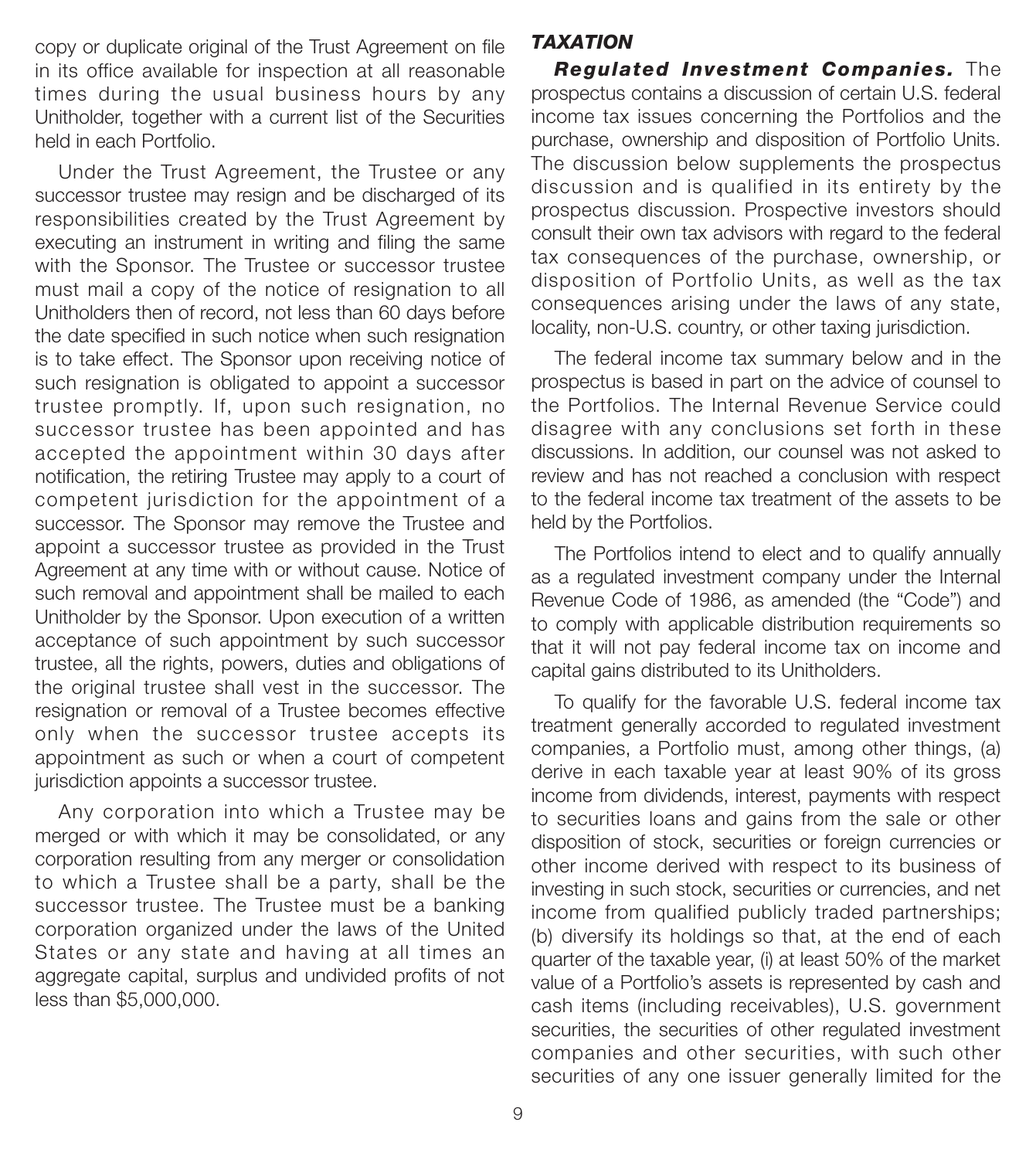copy or duplicate original of the Trust Agreement on file in its office available for inspection at all reasonable times during the usual business hours by any Unitholder, together with a current list of the Securities held in each Portfolio.

Under the Trust Agreement, the Trustee or any successor trustee may resign and be discharged of its responsibilities created by the Trust Agreement by executing an instrument in writing and filing the same with the Sponsor. The Trustee or successor trustee must mail a copy of the notice of resignation to all Unitholders then of record, not less than 60 days before the date specified in such notice when such resignation is to take effect. The Sponsor upon receiving notice of such resignation is obligated to appoint a successor trustee promptly. If, upon such resignation, no successor trustee has been appointed and has accepted the appointment within 30 days after notification, the retiring Trustee may apply to a court of competent jurisdiction for the appointment of a successor. The Sponsor may remove the Trustee and appoint a successor trustee as provided in the Trust Agreement at any time with or without cause. Notice of such removal and appointment shall be mailed to each Unitholder by the Sponsor. Upon execution of a written acceptance of such appointment by such successor trustee, all the rights, powers, duties and obligations of the original trustee shall vest in the successor. The resignation or removal of a Trustee becomes effective only when the successor trustee accepts its appointment as such or when a court of competent jurisdiction appoints a successor trustee.

Any corporation into which a Trustee may be merged or with which it may be consolidated, or any corporation resulting from any merger or consolidation to which a Trustee shall be a party, shall be the successor trustee. The Trustee must be a banking corporation organized under the laws of the United States or any state and having at all times an aggregate capital, surplus and undivided profits of not less than $5,000,000.

### *TAXATION*

***Regulated Investment Companies.*** The prospectus contains a discussion of certain U.S. federal income tax issues concerning the Portfolios and the purchase, ownership and disposition of Portfolio Units. The discussion below supplements the prospectus discussion and is qualified in its entirety by the prospectus discussion. Prospective investors should consult their own tax advisors with regard to the federal tax consequences of the purchase, ownership, or disposition of Portfolio Units, as well as the tax consequences arising under the laws of any state, locality, non-U.S. country, or other taxing jurisdiction.

The federal income tax summary below and in the prospectus is based in part on the advice of counsel to the Portfolios. The Internal Revenue Service could disagree with any conclusions set forth in these discussions. In addition, our counsel was not asked to review and has not reached a conclusion with respect to the federal income tax treatment of the assets to be held by the Portfolios.

The Portfolios intend to elect and to qualify annually as a regulated investment company under the Internal Revenue Code of 1986, as amended (the "Code") and to comply with applicable distribution requirements so that it will not pay federal income tax on income and capital gains distributed to its Unitholders.

To qualify for the favorable U.S. federal income tax treatment generally accorded to regulated investment companies, a Portfolio must, among other things, (a) derive in each taxable year at least 90% of its gross income from dividends, interest, payments with respect to securities loans and gains from the sale or other disposition of stock, securities or foreign currencies or other income derived with respect to its business of investing in such stock, securities or currencies, and net income from qualified publicly traded partnerships; (b) diversify its holdings so that, at the end of each quarter of the taxable year, (i) at least 50% of the market value of a Portfolio's assets is represented by cash and cash items (including receivables), U.S. government securities, the securities of other regulated investment companies and other securities, with such other securities of any one issuer generally limited for the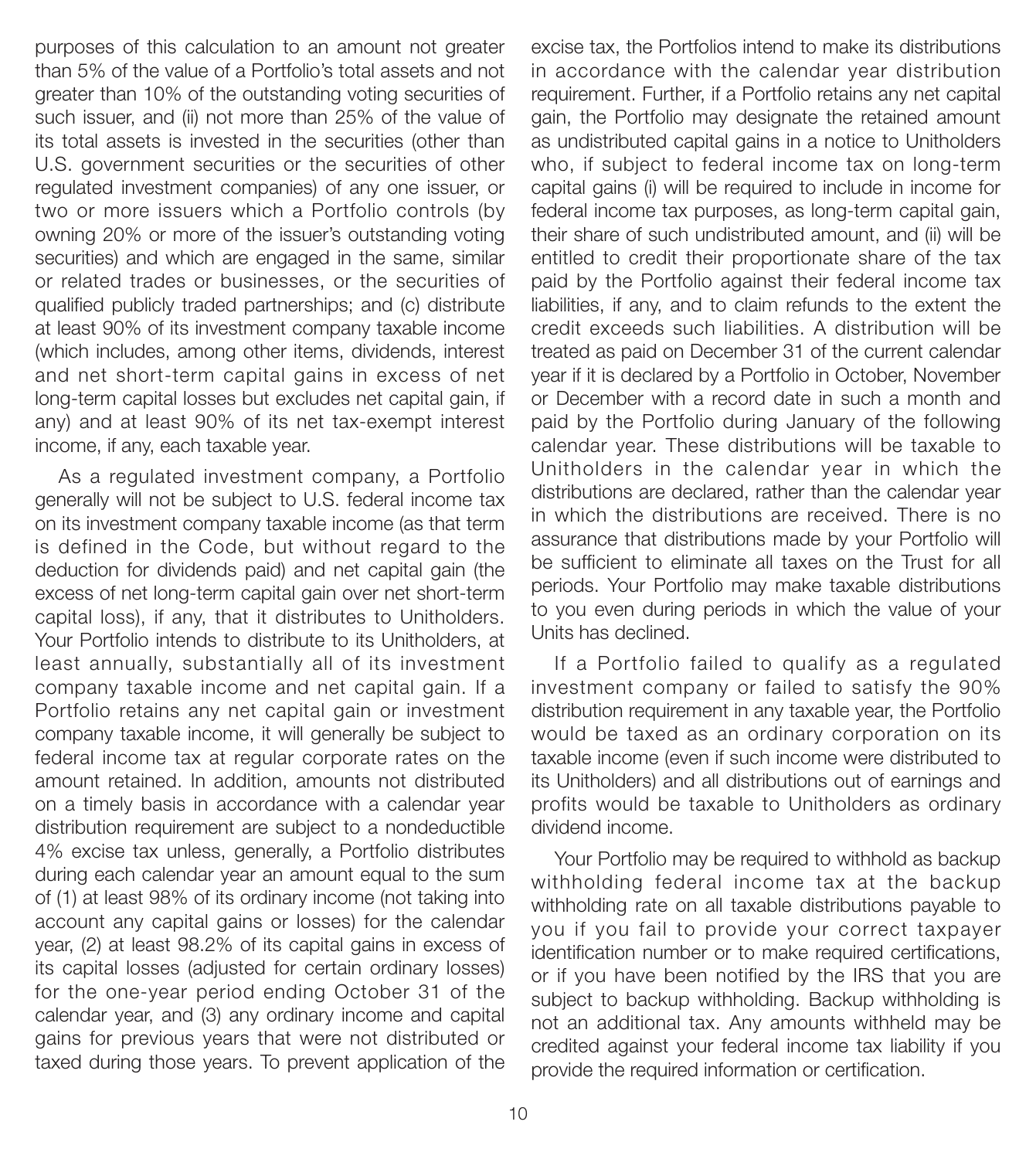purposes of this calculation to an amount not greater than 5% of the value of a Portfolio's total assets and not greater than 10% of the outstanding voting securities of such issuer, and (ii) not more than 25% of the value of its total assets is invested in the securities (other than U.S. government securities or the securities of other regulated investment companies) of any one issuer, or two or more issuers which a Portfolio controls (by owning 20% or more of the issuer's outstanding voting securities) and which are engaged in the same, similar or related trades or businesses, or the securities of qualified publicly traded partnerships; and (c) distribute at least 90% of its investment company taxable income (which includes, among other items, dividends, interest and net short-term capital gains in excess of net long-term capital losses but excludes net capital gain, if any) and at least 90% of its net tax-exempt interest income, if any, each taxable year.

As a regulated investment company, a Portfolio generally will not be subject to U.S. federal income tax on its investment company taxable income (as that term is defined in the Code, but without regard to the deduction for dividends paid) and net capital gain (the excess of net long-term capital gain over net short-term capital loss), if any, that it distributes to Unitholders. Your Portfolio intends to distribute to its Unitholders, at least annually, substantially all of its investment company taxable income and net capital gain. If a Portfolio retains any net capital gain or investment company taxable income, it will generally be subject to federal income tax at regular corporate rates on the amount retained. In addition, amounts not distributed on a timely basis in accordance with a calendar year distribution requirement are subject to a nondeductible 4% excise tax unless, generally, a Portfolio distributes during each calendar year an amount equal to the sum of (1) at least 98% of its ordinary income (not taking into account any capital gains or losses) for the calendar year, (2) at least 98.2% of its capital gains in excess of its capital losses (adjusted for certain ordinary losses) for the one-year period ending October 31 of the calendar year, and (3) any ordinary income and capital gains for previous years that were not distributed or taxed during those years. To prevent application of the excise tax, the Portfolios intend to make its distributions in accordance with the calendar year distribution requirement. Further, if a Portfolio retains any net capital gain, the Portfolio may designate the retained amount as undistributed capital gains in a notice to Unitholders who, if subject to federal income tax on long-term capital gains (i) will be required to include in income for federal income tax purposes, as long-term capital gain, their share of such undistributed amount, and (ii) will be entitled to credit their proportionate share of the tax paid by the Portfolio against their federal income tax liabilities, if any, and to claim refunds to the extent the credit exceeds such liabilities. A distribution will be treated as paid on December 31 of the current calendar year if it is declared by a Portfolio in October, November or December with a record date in such a month and paid by the Portfolio during January of the following calendar year. These distributions will be taxable to Unitholders in the calendar year in which the distributions are declared, rather than the calendar year in which the distributions are received. There is no assurance that distributions made by your Portfolio will be sufficient to eliminate all taxes on the Trust for all periods. Your Portfolio may make taxable distributions to you even during periods in which the value of your Units has declined.

If a Portfolio failed to qualify as a regulated investment company or failed to satisfy the 90% distribution requirement in any taxable year, the Portfolio would be taxed as an ordinary corporation on its taxable income (even if such income were distributed to its Unitholders) and all distributions out of earnings and profits would be taxable to Unitholders as ordinary dividend income.

Your Portfolio may be required to withhold as backup withholding federal income tax at the backup withholding rate on all taxable distributions payable to you if you fail to provide your correct taxpayer identification number or to make required certifications, or if you have been notified by the IRS that you are subject to backup withholding. Backup withholding is not an additional tax. Any amounts withheld may be credited against your federal income tax liability if you provide the required information or certification.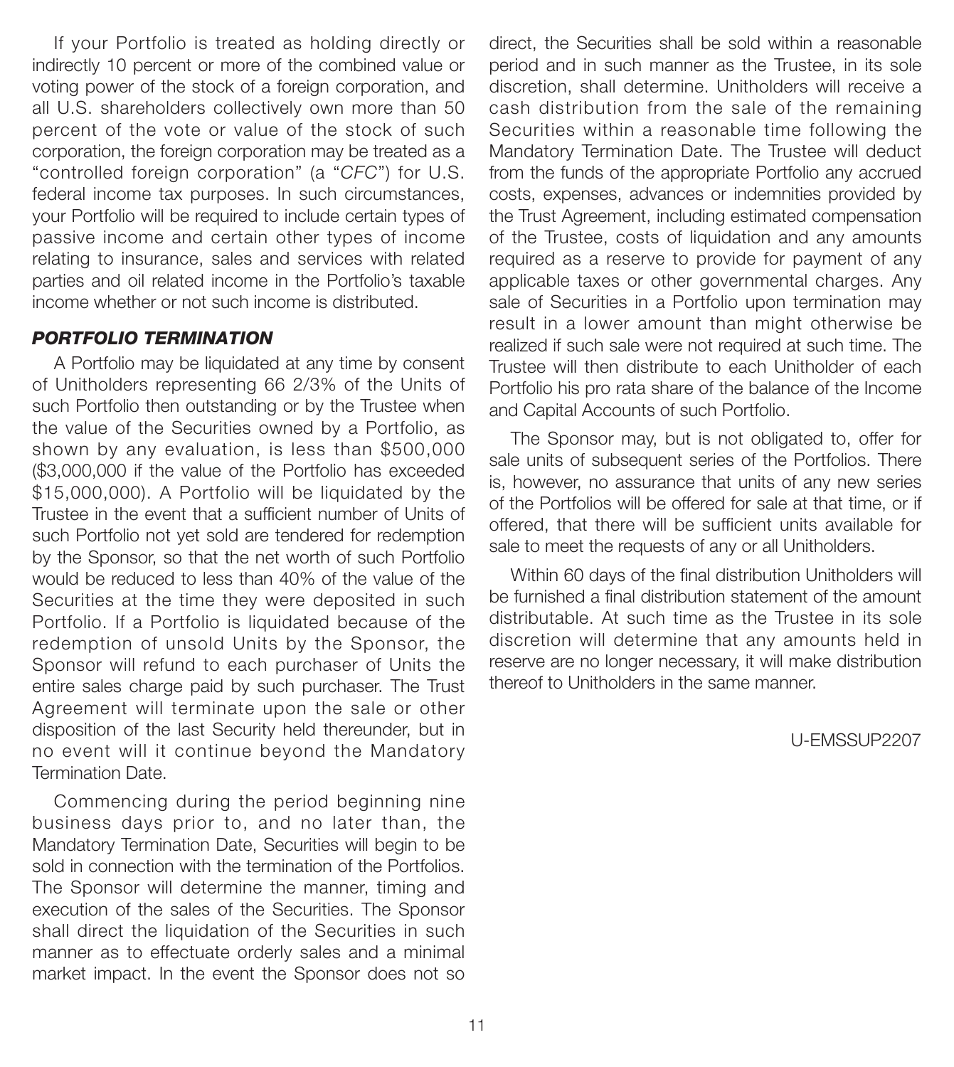If your Portfolio is treated as holding directly or indirectly 10 percent or more of the combined value or voting power of the stock of a foreign corporation, and all U.S. shareholders collectively own more than 50 percent of the vote or value of the stock of such corporation, the foreign corporation may be treated as a "controlled foreign corporation" (a "*CFC*") for U.S. federal income tax purposes. In such circumstances, your Portfolio will be required to include certain types of passive income and certain other types of income relating to insurance, sales and services with related parties and oil related income in the Portfolio's taxable income whether or not such income is distributed.

### *PORTFOLIO TERMINATION*

A Portfolio may be liquidated at any time by consent of Unitholders representing 66 2/3% of the Units of such Portfolio then outstanding or by the Trustee when the value of the Securities owned by a Portfolio, as shown by any evaluation, is less than $500,000 ($3,000,000 if the value of the Portfolio has exceeded $15,000,000). A Portfolio will be liquidated by the Trustee in the event that a sufficient number of Units of such Portfolio not yet sold are tendered for redemption by the Sponsor, so that the net worth of such Portfolio would be reduced to less than 40% of the value of the Securities at the time they were deposited in such Portfolio. If a Portfolio is liquidated because of the redemption of unsold Units by the Sponsor, the Sponsor will refund to each purchaser of Units the entire sales charge paid by such purchaser. The Trust Agreement will terminate upon the sale or other disposition of the last Security held thereunder, but in no event will it continue beyond the Mandatory Termination Date.

Commencing during the period beginning nine business days prior to, and no later than, the Mandatory Termination Date, Securities will begin to be sold in connection with the termination of the Portfolios. The Sponsor will determine the manner, timing and execution of the sales of the Securities. The Sponsor shall direct the liquidation of the Securities in such manner as to effectuate orderly sales and a minimal market impact. In the event the Sponsor does not so direct, the Securities shall be sold within a reasonable period and in such manner as the Trustee, in its sole discretion, shall determine. Unitholders will receive a cash distribution from the sale of the remaining Securities within a reasonable time following the Mandatory Termination Date. The Trustee will deduct from the funds of the appropriate Portfolio any accrued costs, expenses, advances or indemnities provided by the Trust Agreement, including estimated compensation of the Trustee, costs of liquidation and any amounts required as a reserve to provide for payment of any applicable taxes or other governmental charges. Any sale of Securities in a Portfolio upon termination may result in a lower amount than might otherwise be realized if such sale were not required at such time. The Trustee will then distribute to each Unitholder of each Portfolio his pro rata share of the balance of the Income and Capital Accounts of such Portfolio.

The Sponsor may, but is not obligated to, offer for sale units of subsequent series of the Portfolios. There is, however, no assurance that units of any new series of the Portfolios will be offered for sale at that time, or if offered, that there will be sufficient units available for sale to meet the requests of any or all Unitholders.

Within 60 days of the final distribution Unitholders will be furnished a final distribution statement of the amount distributable. At such time as the Trustee in its sole discretion will determine that any amounts held in reserve are no longer necessary, it will make distribution thereof to Unitholders in the same manner.

U-EMSSUP2207